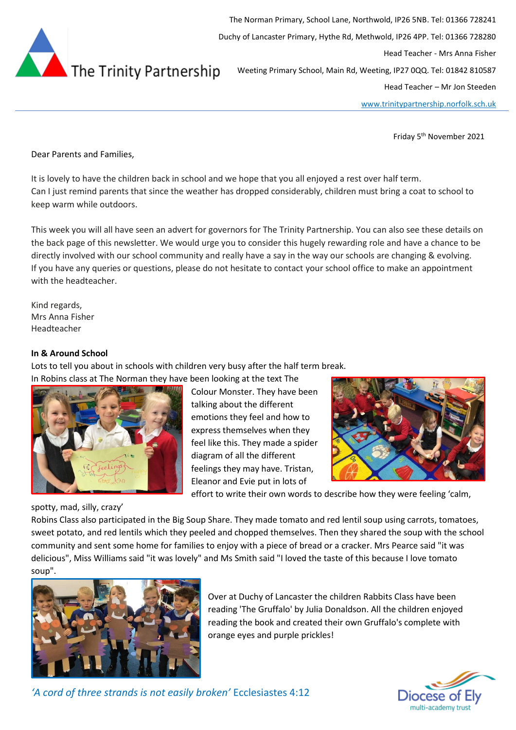The Trinity Partnership

The Norman Primary, School Lane, Northwold, IP26 5NB. Tel: 01366 728241

Duchy of Lancaster Primary, Hythe Rd, Methwold, IP26 4PP. Tel: 01366 728280

Head Teacher - Mrs Anna Fisher

Weeting Primary School, Main Rd, Weeting, IP27 0QQ. Tel: 01842 810587

Head Teacher – Mr Jon Steeden

www.trinitypartnership.norfolk.sch.uk

Friday 5th November 2021

Dear Parents and Families,

It is lovely to have the children back in school and we hope that you all enjoyed a rest over half term.
Can I just remind parents that since the weather has dropped considerably, children must bring a coat to school to keep warm while outdoors.

This week you will all have seen an advert for governors for The Trinity Partnership. You can also see these details on the back page of this newsletter. We would urge you to consider this hugely rewarding role and have a chance to be directly involved with our school community and really have a say in the way our schools are changing & evolving. If you have any queries or questions, please do not hesitate to contact your school office to make an appointment with the headteacher.

Kind regards,
Mrs Anna Fisher
Headteacher

**In & Around School**

Lots to tell you about in schools with children very busy after the half term break.
In Robins class at The Norman they have been looking at the text The Colour Monster. They have been talking about the different emotions they feel and how to express themselves when they feel like this. They made a spider diagram of all the different feelings they may have. Tristan, Eleanor and Evie put in lots of effort to write their own words to describe how they were feeling 'calm, spotty, mad, silly, crazy'

Robins Class also participated in the Big Soup Share. They made tomato and red lentil soup using carrots, tomatoes, sweet potato, and red lentils which they peeled and chopped themselves. Then they shared the soup with the school community and sent some home for families to enjoy with a piece of bread or a cracker. Mrs Pearce said "it was delicious", Miss Williams said "it was lovely" and Ms Smith said "I loved the taste of this because I love tomato soup".

Over at Duchy of Lancaster the children Rabbits Class have been reading 'The Gruffalo' by Julia Donaldson. All the children enjoyed reading the book and created their own Gruffalo's complete with orange eyes and purple prickles!

*'A cord of three strands is not easily broken'* Ecclesiastes 4:12

Diocese of Ely multi-academy trust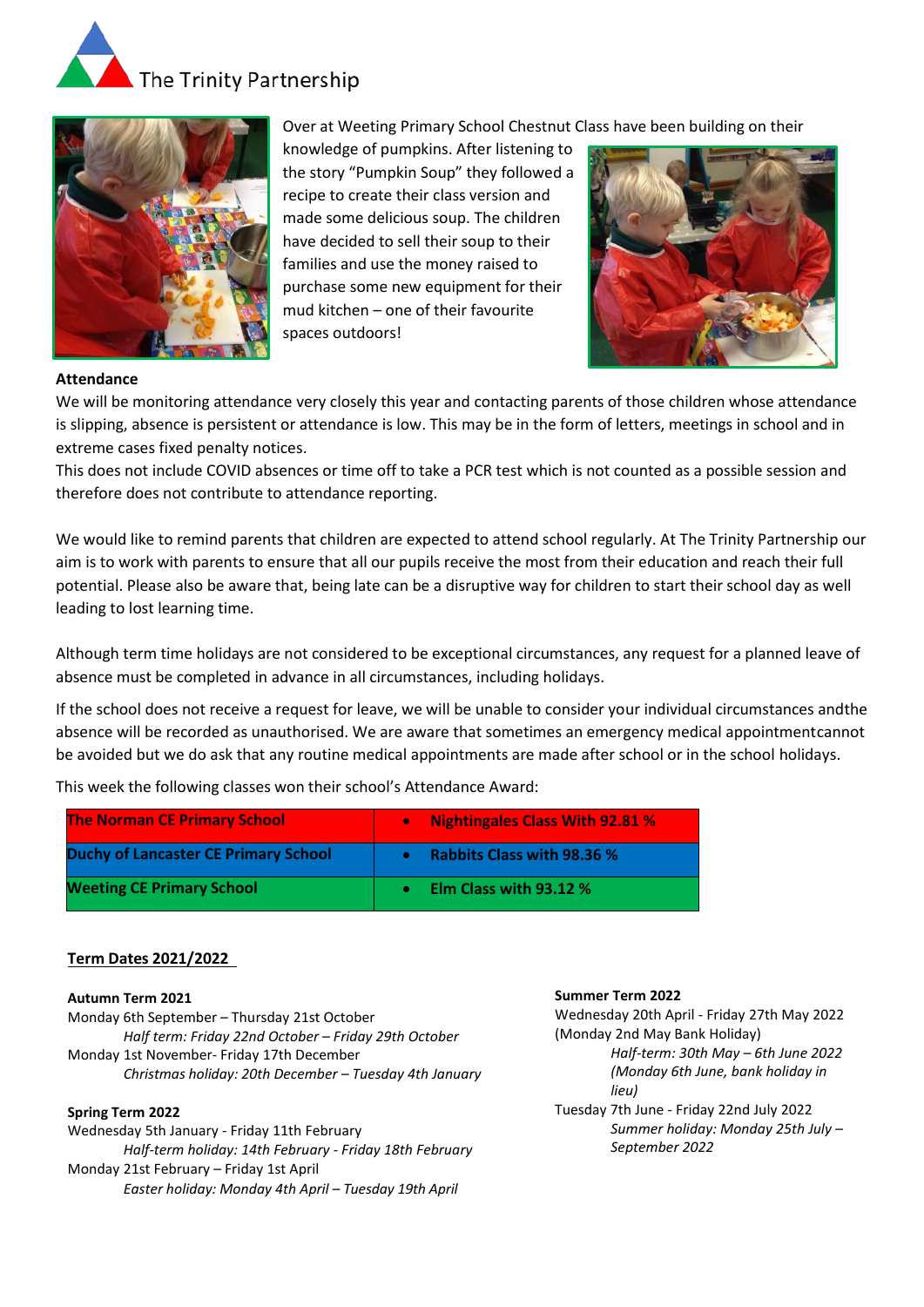The Trinity Partnership

Over at Weeting Primary School Chestnut Class have been building on their knowledge of pumpkins. After listening to the story "Pumpkin Soup" they followed a recipe to create their class version and made some delicious soup. The children have decided to sell their soup to their families and use the money raised to purchase some new equipment for their mud kitchen – one of their favourite spaces outdoors!

**Attendance**

We will be monitoring attendance very closely this year and contacting parents of those children whose attendance is slipping, absence is persistent or attendance is low. This may be in the form of letters, meetings in school and in extreme cases fixed penalty notices.

This does not include COVID absences or time off to take a PCR test which is not counted as a possible session and therefore does not contribute to attendance reporting.

We would like to remind parents that children are expected to attend school regularly. At The Trinity Partnership our aim is to work with parents to ensure that all our pupils receive the most from their education and reach their full potential. Please also be aware that, being late can be a disruptive way for children to start their school day as well leading to lost learning time.

Although term time holidays are not considered to be exceptional circumstances, any request for a planned leave of absence must be completed in advance in all circumstances, including holidays.

If the school does not receive a request for leave, we will be unable to consider your individual circumstances andthe absence will be recorded as unauthorised. We are aware that sometimes an emergency medical appointmentcannot be avoided but we do ask that any routine medical appointments are made after school or in the school holidays.

This week the following classes won their school's Attendance Award:

| | |
|---|---|
| **The Norman CE Primary School** | • **Nightingales Class With 92.81 %** |
| **Duchy of Lancaster CE Primary School** | • **Rabbits Class with 98.36 %** |
| **Weeting CE Primary School** | • **Elm Class with 93.12 %** |

**Term Dates 2021/2022**

**Autumn Term 2021**

Monday 6th September – Thursday 21st October

*Half term: Friday 22nd October – Friday 29th October*

Monday 1st November- Friday 17th December

*Christmas holiday: 20th December – Tuesday 4th January*

**Spring Term 2022**

Wednesday 5th January - Friday 11th February

*Half-term holiday: 14th February - Friday 18th February*

Monday 21st February – Friday 1st April

*Easter holiday: Monday 4th April – Tuesday 19th April*

**Summer Term 2022**

Wednesday 20th April - Friday 27th May 2022

(Monday 2nd May Bank Holiday)

*Half-term: 30th May – 6th June 2022*

*(Monday 6th June, bank holiday in lieu)*

Tuesday 7th June - Friday 22nd July 2022

*Summer holiday: Monday 25th July – September 2022*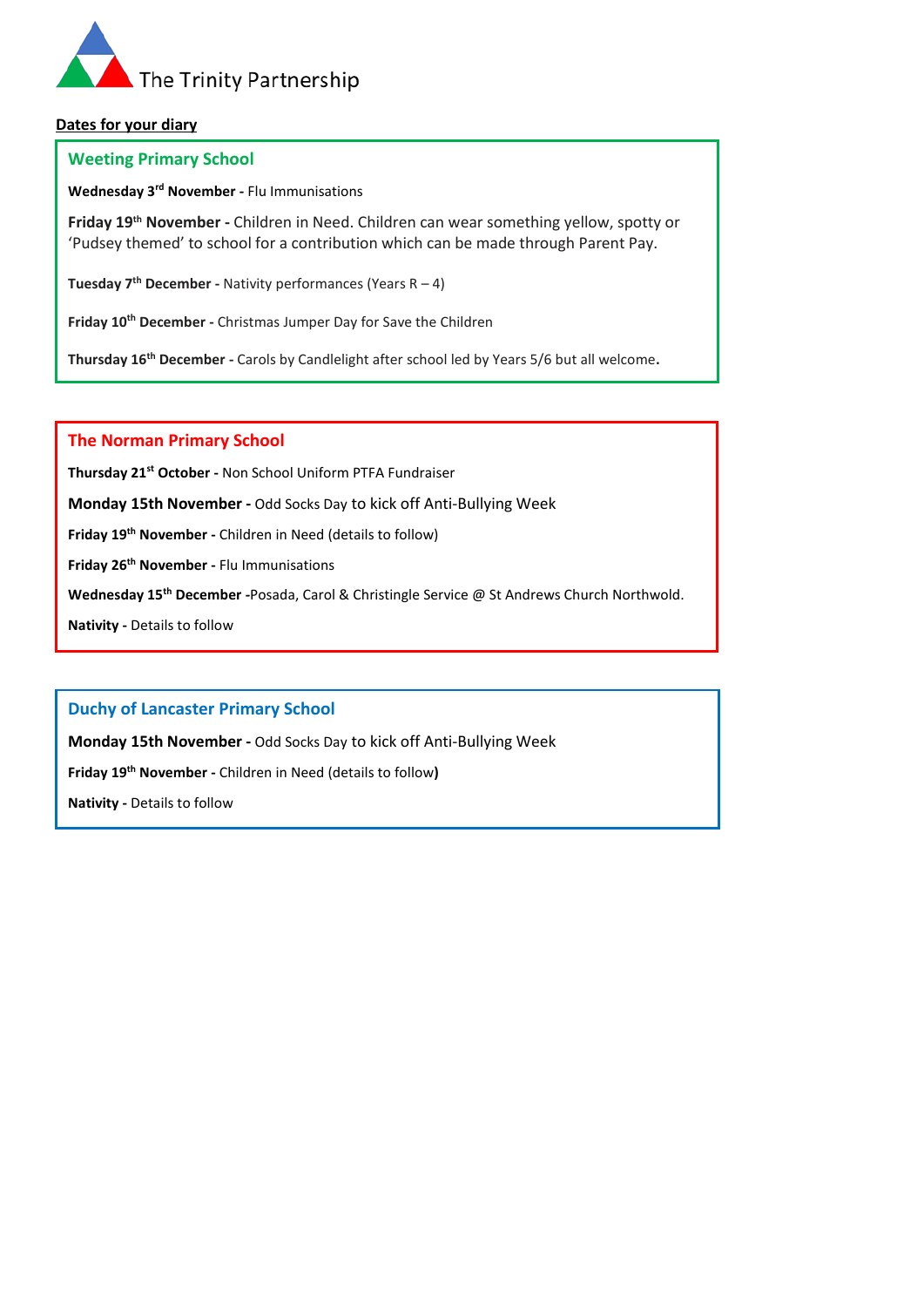The Trinity Partnership

**Dates for your diary**

## Weeting Primary School

**Wednesday 3rd November -** Flu Immunisations

**Friday 19th November -** Children in Need. Children can wear something yellow, spotty or 'Pudsey themed' to school for a contribution which can be made through Parent Pay.

**Tuesday 7th December -** Nativity performances (Years R – 4)

**Friday 10th December -** Christmas Jumper Day for Save the Children

**Thursday 16th December -** Carols by Candlelight after school led by Years 5/6 but all welcome**.**

## The Norman Primary School

**Thursday 21st October -** Non School Uniform PTFA Fundraiser

**Monday 15th November -** Odd Socks Day to kick off Anti-Bullying Week

**Friday 19th November -** Children in Need (details to follow)

**Friday 26th November -** Flu Immunisations

**Wednesday 15th December -**Posada, Carol & Christingle Service @ St Andrews Church Northwold.

**Nativity -** Details to follow

## Duchy of Lancaster Primary School

**Monday 15th November -** Odd Socks Day to kick off Anti-Bullying Week

**Friday 19th November -** Children in Need (details to follow**)**

**Nativity -** Details to follow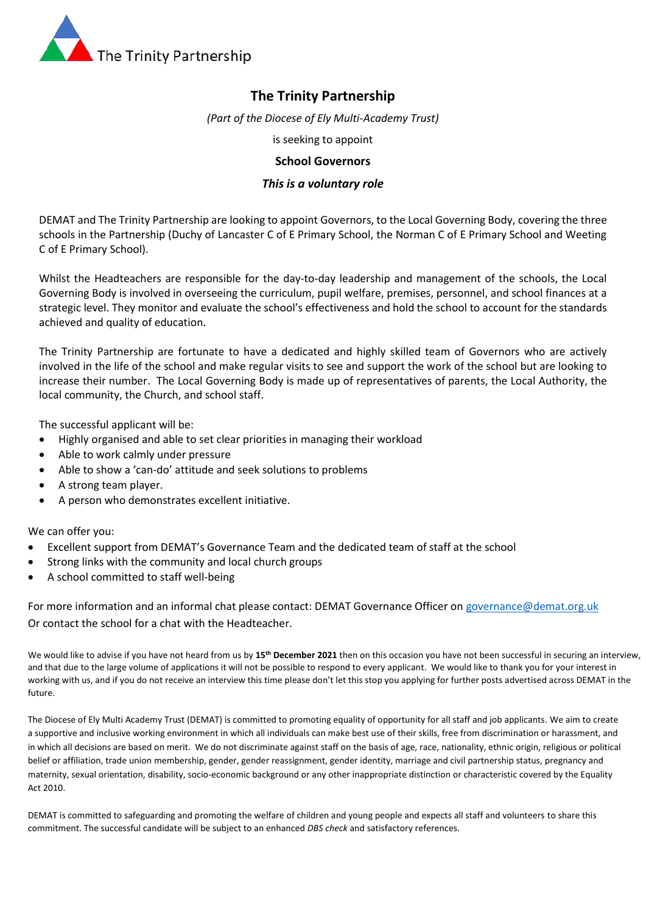The Trinity Partnership

# The Trinity Partnership

*(Part of the Diocese of Ely Multi-Academy Trust)*

is seeking to appoint

**School Governors**

***This is a voluntary role***

DEMAT and The Trinity Partnership are looking to appoint Governors, to the Local Governing Body, covering the three schools in the Partnership (Duchy of Lancaster C of E Primary School, the Norman C of E Primary School and Weeting C of E Primary School).

Whilst the Headteachers are responsible for the day-to-day leadership and management of the schools, the Local Governing Body is involved in overseeing the curriculum, pupil welfare, premises, personnel, and school finances at a strategic level. They monitor and evaluate the school's effectiveness and hold the school to account for the standards achieved and quality of education.

The Trinity Partnership are fortunate to have a dedicated and highly skilled team of Governors who are actively involved in the life of the school and make regular visits to see and support the work of the school but are looking to increase their number. The Local Governing Body is made up of representatives of parents, the Local Authority, the local community, the Church, and school staff.

The successful applicant will be:

- Highly organised and able to set clear priorities in managing their workload
- Able to work calmly under pressure
- Able to show a 'can-do' attitude and seek solutions to problems
- A strong team player.
- A person who demonstrates excellent initiative.

We can offer you:

- Excellent support from DEMAT's Governance Team and the dedicated team of staff at the school
- Strong links with the community and local church groups
- A school committed to staff well-being

For more information and an informal chat please contact: DEMAT Governance Officer on governance@demat.org.uk
Or contact the school for a chat with the Headteacher.

We would like to advise if you have not heard from us by **15th December 2021** then on this occasion you have not been successful in securing an interview, and that due to the large volume of applications it will not be possible to respond to every applicant. We would like to thank you for your interest in working with us, and if you do not receive an interview this time please don't let this stop you applying for further posts advertised across DEMAT in the future.

The Diocese of Ely Multi Academy Trust (DEMAT) is committed to promoting equality of opportunity for all staff and job applicants. We aim to create a supportive and inclusive working environment in which all individuals can make best use of their skills, free from discrimination or harassment, and in which all decisions are based on merit. We do not discriminate against staff on the basis of age, race, nationality, ethnic origin, religious or political belief or affiliation, trade union membership, gender, gender reassignment, gender identity, marriage and civil partnership status, pregnancy and maternity, sexual orientation, disability, socio-economic background or any other inappropriate distinction or characteristic covered by the Equality Act 2010.

DEMAT is committed to safeguarding and promoting the welfare of children and young people and expects all staff and volunteers to share this commitment. The successful candidate will be subject to an enhanced *DBS check* and satisfactory references.